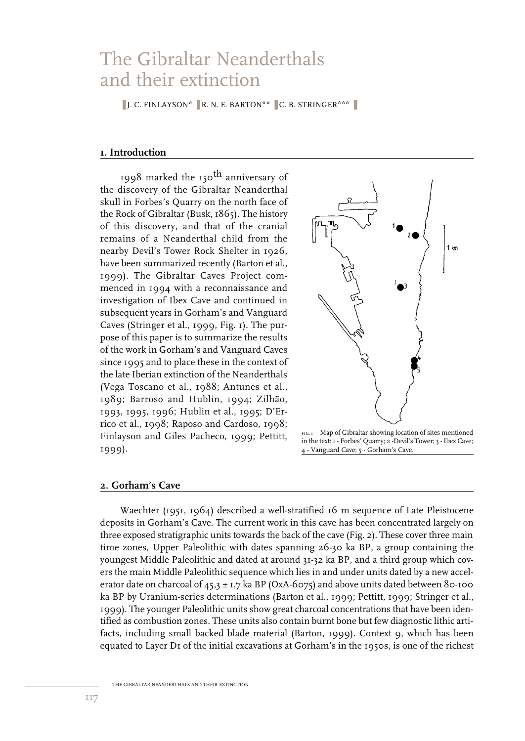# The Gibraltar Neanderthals and their extinction

J. C. FINLAYSON* R. N. E. BARTON** C. B. STRINGER***

## 1. Introduction

1998 marked the 150$^{th}$ anniversary of the discovery of the Gibraltar Neanderthal skull in Forbes's Quarry on the north face of the Rock of Gibraltar (Busk, 1865). The history of this discovery, and that of the cranial remains of a Neanderthal child from the nearby Devil's Tower Rock Shelter in 1926, have been summarized recently (Barton et al., 1999). The Gibraltar Caves Project commenced in 1994 with a reconnaissance and investigation of Ibex Cave and continued in subsequent years in Gorham's and Vanguard Caves (Stringer et al., 1999, Fig. 1). The purpose of this paper is to summarize the results of the work in Gorham's and Vanguard Caves since 1995 and to place these in the context of the late Iberian extinction of the Neanderthals (Vega Toscano et al., 1988; Antunes et al., 1989; Barroso and Hublin, 1994; Zilhão, 1993, 1995, 1996; Hublin et al., 1995; D'Errico et al., 1998; Raposo and Cardoso, 1998; Finlayson and Giles Pacheco, 1999; Pettitt, 1999).

FIG. 1 – Map of Gibraltar showing location of sites mentioned in the text: 1 - Forbes' Quarry; 2 -Devil's Tower; 3 - Ibex Cave; 4 - Vanguard Cave; 5 - Gorham's Cave.

## 2. Gorham's Cave

Waechter (1951, 1964) described a well-stratified 16 m sequence of Late Pleistocene deposits in Gorham's Cave. The current work in this cave has been concentrated largely on three exposed stratigraphic units towards the back of the cave (Fig. 2). These cover three main time zones, Upper Paleolithic with dates spanning 26-30 ka BP, a group containing the youngest Middle Paleolithic and dated at around 31-32 ka BP, and a third group which covers the main Middle Paleolithic sequence which lies in and under units dated by a new accelerator date on charcoal of 45,3 ± 1,7 ka BP (OxA-6075) and above units dated between 80-100 ka BP by Uranium-series determinations (Barton et al., 1999; Pettitt, 1999; Stringer et al., 1999). The younger Paleolithic units show great charcoal concentrations that have been identified as combustion zones. These units also contain burnt bone but few diagnostic lithic artifacts, including small backed blade material (Barton, 1999). Context 9, which has been equated to Layer D1 of the initial excavations at Gorham's in the 1950s, is one of the richest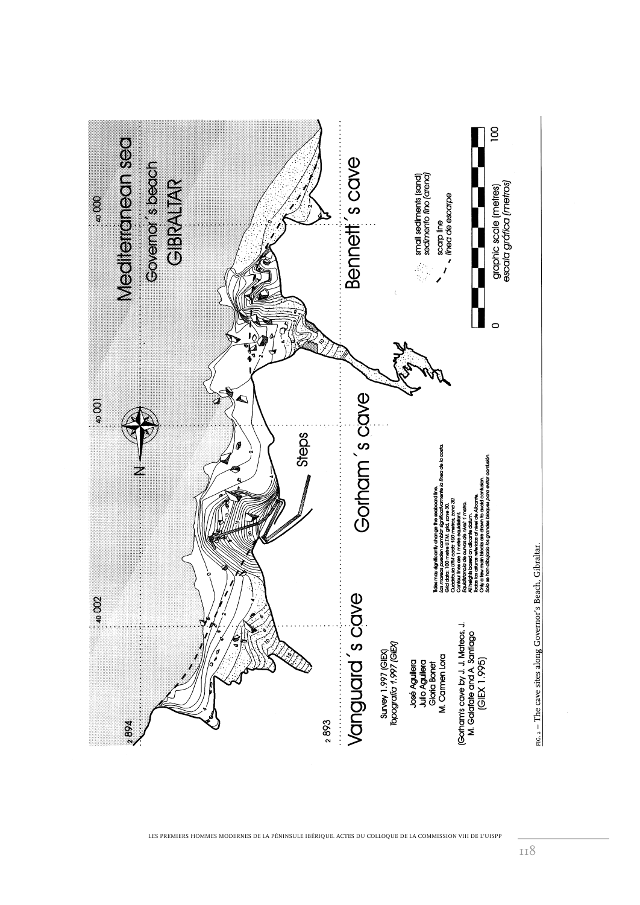Mediterranean sea

Governor's beach

GIBRALTAR

Vanguard's cave

Gorham's cave

Bennett's cave

Steps

Survey 1.997 (GIEX)
*Topografía 1.997 (GIEX)*

José Aguilera
Julio Aguilera
Gloria Bonet
M. Carmen Lora

(Gorham's cave by J. J. Mateos, J. M. Galafate and A. Santiago (GIEX 1.995)

Tides may significantly change the seaboard line.
*Las mareas pueden cambiar significativamente la línea de la costa.*
Grid data: 100 metre U.T.M. grid, zone 30.
*Cuadrícula UTM cada 100 metros, zona 30.*
Contour lines are 1 metre equidistant.
*Equidistancia de curvas de nivel: 1 metro.*
All heights based on alicante datum.
*Todas las alturas referidas al nivel de Alicante.*
Only a few main blocks are drawn to avoid confusion.
*Sólo se han dibujado los grandes bloques para evitar confusión.*

small sediments (sand)
*sedimento fino (arena)*

scarp line
*línea de escarpe*

graphic scale (metres)
*escala gráfica (metros)*

FIG. 2 – The cave sites along Governor's Beach, Gibraltar.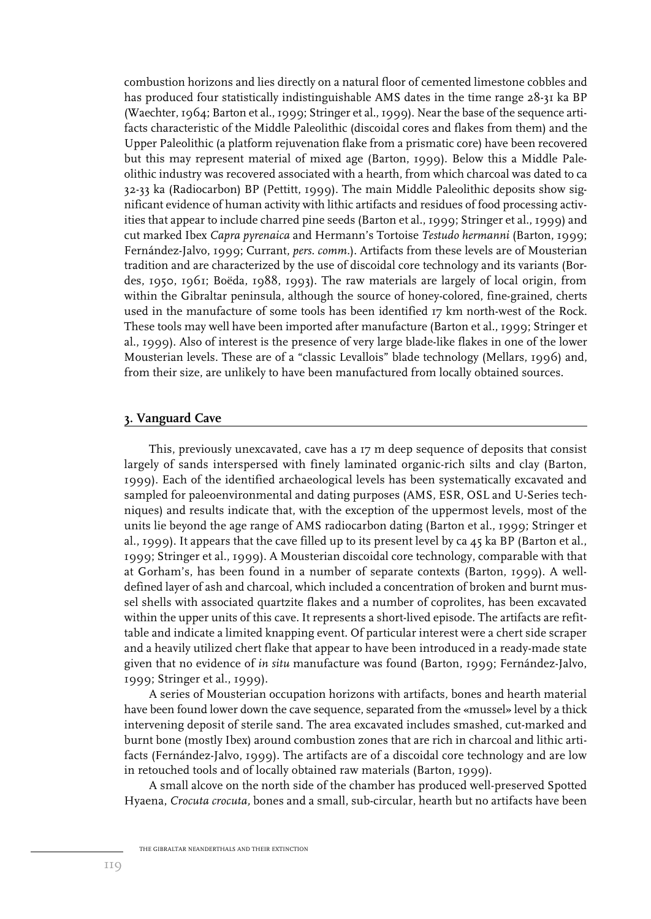combustion horizons and lies directly on a natural floor of cemented limestone cobbles and has produced four statistically indistinguishable AMS dates in the time range 28-31 ka BP (Waechter, 1964; Barton et al., 1999; Stringer et al., 1999). Near the base of the sequence artifacts characteristic of the Middle Paleolithic (discoidal cores and flakes from them) and the Upper Paleolithic (a platform rejuvenation flake from a prismatic core) have been recovered but this may represent material of mixed age (Barton, 1999). Below this a Middle Paleolithic industry was recovered associated with a hearth, from which charcoal was dated to ca 32-33 ka (Radiocarbon) BP (Pettitt, 1999). The main Middle Paleolithic deposits show significant evidence of human activity with lithic artifacts and residues of food processing activities that appear to include charred pine seeds (Barton et al., 1999; Stringer et al., 1999) and cut marked Ibex *Capra pyrenaica* and Hermann's Tortoise *Testudo hermanni* (Barton, 1999; Fernández-Jalvo, 1999; Currant, *pers. comm.*). Artifacts from these levels are of Mousterian tradition and are characterized by the use of discoidal core technology and its variants (Bordes, 1950, 1961; Boëda, 1988, 1993). The raw materials are largely of local origin, from within the Gibraltar peninsula, although the source of honey-colored, fine-grained, cherts used in the manufacture of some tools has been identified 17 km north-west of the Rock. These tools may well have been imported after manufacture (Barton et al., 1999; Stringer et al., 1999). Also of interest is the presence of very large blade-like flakes in one of the lower Mousterian levels. These are of a "classic Levallois" blade technology (Mellars, 1996) and, from their size, are unlikely to have been manufactured from locally obtained sources.

## 3. Vanguard Cave

This, previously unexcavated, cave has a 17 m deep sequence of deposits that consist largely of sands interspersed with finely laminated organic-rich silts and clay (Barton, 1999). Each of the identified archaeological levels has been systematically excavated and sampled for paleoenvironmental and dating purposes (AMS, ESR, OSL and U-Series techniques) and results indicate that, with the exception of the uppermost levels, most of the units lie beyond the age range of AMS radiocarbon dating (Barton et al., 1999; Stringer et al., 1999). It appears that the cave filled up to its present level by ca 45 ka BP (Barton et al., 1999; Stringer et al., 1999). A Mousterian discoidal core technology, comparable with that at Gorham's, has been found in a number of separate contexts (Barton, 1999). A well-defined layer of ash and charcoal, which included a concentration of broken and burnt mussel shells with associated quartzite flakes and a number of coprolites, has been excavated within the upper units of this cave. It represents a short-lived episode. The artifacts are refittable and indicate a limited knapping event. Of particular interest were a chert side scraper and a heavily utilized chert flake that appear to have been introduced in a ready-made state given that no evidence of *in situ* manufacture was found (Barton, 1999; Fernández-Jalvo, 1999; Stringer et al., 1999).

A series of Mousterian occupation horizons with artifacts, bones and hearth material have been found lower down the cave sequence, separated from the «mussel» level by a thick intervening deposit of sterile sand. The area excavated includes smashed, cut-marked and burnt bone (mostly Ibex) around combustion zones that are rich in charcoal and lithic artifacts (Fernández-Jalvo, 1999). The artifacts are of a discoidal core technology and are low in retouched tools and of locally obtained raw materials (Barton, 1999).

A small alcove on the north side of the chamber has produced well-preserved Spotted Hyaena, *Crocuta crocuta*, bones and a small, sub-circular, hearth but no artifacts have been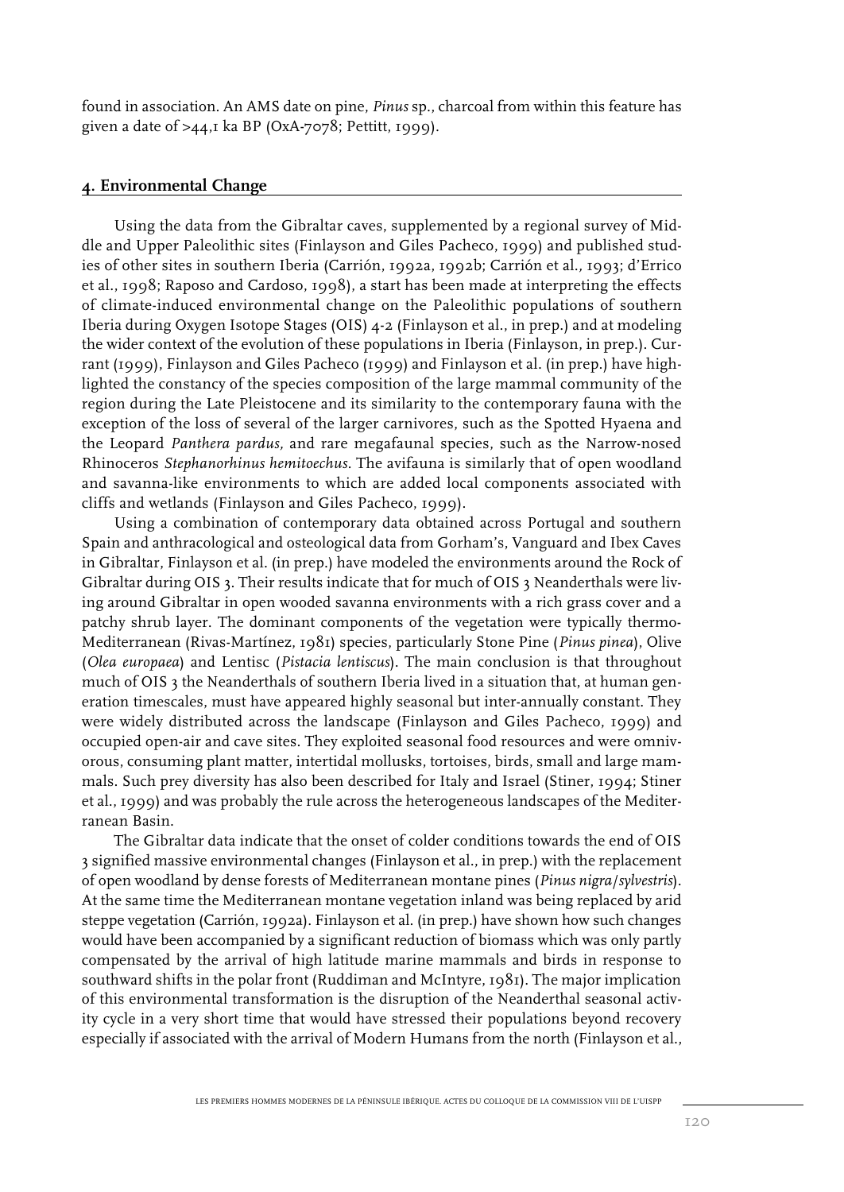found in association. An AMS date on pine, *Pinus* sp., charcoal from within this feature has given a date of >44,1 ka BP (OxA-7078; Pettitt, 1999).

## 4. Environmental Change

Using the data from the Gibraltar caves, supplemented by a regional survey of Middle and Upper Paleolithic sites (Finlayson and Giles Pacheco, 1999) and published studies of other sites in southern Iberia (Carrión, 1992a, 1992b; Carrión et al., 1993; d'Errico et al., 1998; Raposo and Cardoso, 1998), a start has been made at interpreting the effects of climate-induced environmental change on the Paleolithic populations of southern Iberia during Oxygen Isotope Stages (OIS) 4-2 (Finlayson et al., in prep.) and at modeling the wider context of the evolution of these populations in Iberia (Finlayson, in prep.). Currant (1999), Finlayson and Giles Pacheco (1999) and Finlayson et al. (in prep.) have highlighted the constancy of the species composition of the large mammal community of the region during the Late Pleistocene and its similarity to the contemporary fauna with the exception of the loss of several of the larger carnivores, such as the Spotted Hyaena and the Leopard *Panthera pardus,* and rare megafaunal species, such as the Narrow-nosed Rhinoceros *Stephanorhinus hemitoechus*. The avifauna is similarly that of open woodland and savanna-like environments to which are added local components associated with cliffs and wetlands (Finlayson and Giles Pacheco, 1999).

Using a combination of contemporary data obtained across Portugal and southern Spain and anthracological and osteological data from Gorham's, Vanguard and Ibex Caves in Gibraltar, Finlayson et al. (in prep.) have modeled the environments around the Rock of Gibraltar during OIS 3. Their results indicate that for much of OIS 3 Neanderthals were living around Gibraltar in open wooded savanna environments with a rich grass cover and a patchy shrub layer. The dominant components of the vegetation were typically thermo-Mediterranean (Rivas-Martínez, 1981) species, particularly Stone Pine (*Pinus pinea*), Olive (*Olea europaea*) and Lentisc (*Pistacia lentiscus*). The main conclusion is that throughout much of OIS 3 the Neanderthals of southern Iberia lived in a situation that, at human generation timescales, must have appeared highly seasonal but inter-annually constant. They were widely distributed across the landscape (Finlayson and Giles Pacheco, 1999) and occupied open-air and cave sites. They exploited seasonal food resources and were omnivorous, consuming plant matter, intertidal mollusks, tortoises, birds, small and large mammals. Such prey diversity has also been described for Italy and Israel (Stiner, 1994; Stiner et al., 1999) and was probably the rule across the heterogeneous landscapes of the Mediterranean Basin.

The Gibraltar data indicate that the onset of colder conditions towards the end of OIS 3 signified massive environmental changes (Finlayson et al., in prep.) with the replacement of open woodland by dense forests of Mediterranean montane pines (*Pinus nigra/sylvestris*). At the same time the Mediterranean montane vegetation inland was being replaced by arid steppe vegetation (Carrión, 1992a). Finlayson et al. (in prep.) have shown how such changes would have been accompanied by a significant reduction of biomass which was only partly compensated by the arrival of high latitude marine mammals and birds in response to southward shifts in the polar front (Ruddiman and McIntyre, 1981). The major implication of this environmental transformation is the disruption of the Neanderthal seasonal activity cycle in a very short time that would have stressed their populations beyond recovery especially if associated with the arrival of Modern Humans from the north (Finlayson et al.,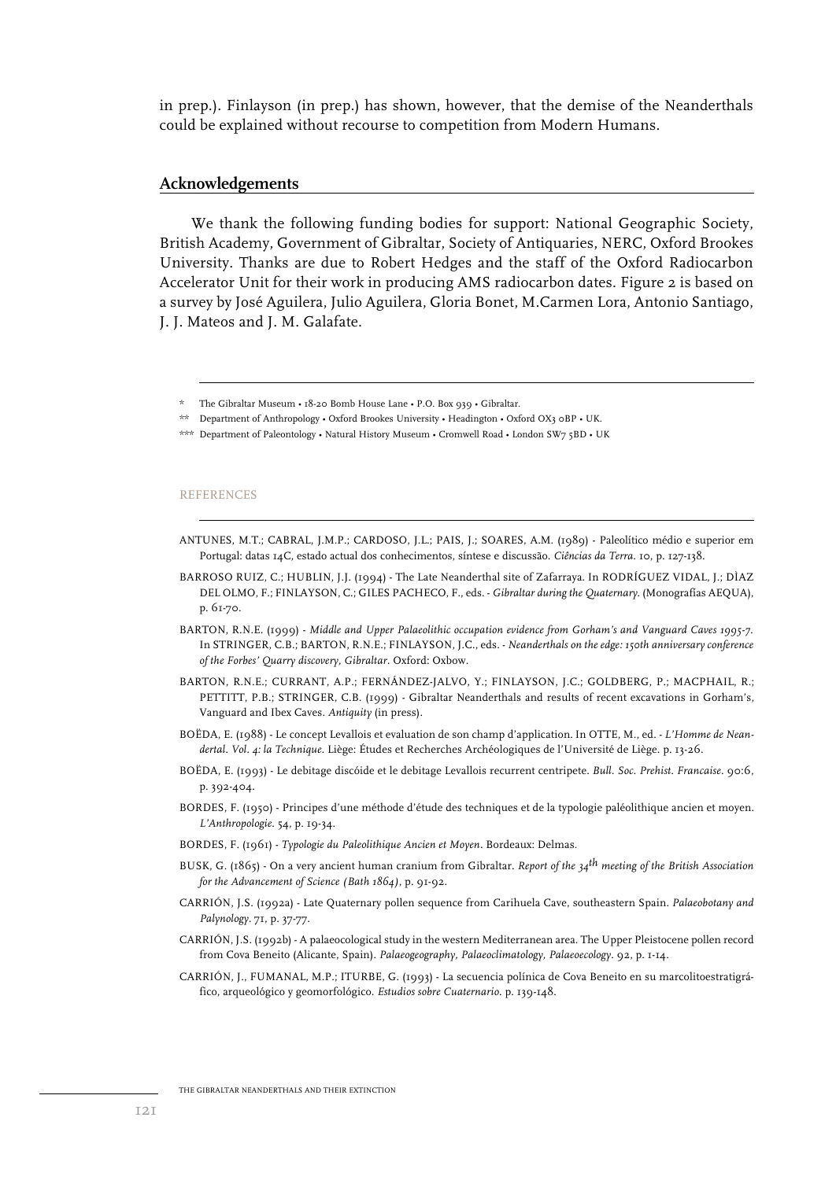in prep.). Finlayson (in prep.) has shown, however, that the demise of the Neanderthals could be explained without recourse to competition from Modern Humans.

## Acknowledgements

We thank the following funding bodies for support: National Geographic Society, British Academy, Government of Gibraltar, Society of Antiquaries, NERC, Oxford Brookes University. Thanks are due to Robert Hedges and the staff of the Oxford Radiocarbon Accelerator Unit for their work in producing AMS radiocarbon dates. Figure 2 is based on a survey by José Aguilera, Julio Aguilera, Gloria Bonet, M.Carmen Lora, Antonio Santiago, J. J. Mateos and J. M. Galafate.

---

\* The Gibraltar Museum • 18-20 Bomb House Lane • P.O. Box 939 • Gibraltar.

\*\* Department of Anthropology • Oxford Brookes University • Headington • Oxford OX3 0BP • UK.

\*\*\* Department of Paleontology • Natural History Museum • Cromwell Road • London SW7 5BD • UK

## REFERENCES

ANTUNES, M.T.; CABRAL, J.M.P.; CARDOSO, J.L.; PAIS, J.; SOARES, A.M. (1989) - Paleolítico médio e superior em Portugal: datas 14C, estado actual dos conhecimentos, síntese e discussão. *Ciências da Terra*. 10, p. 127-138.

BARROSO RUIZ, C.; HUBLIN, J.J. (1994) - The Late Neanderthal site of Zafarraya. In RODRÍGUEZ VIDAL, J.; DÌAZ DEL OLMO, F.; FINLAYSON, C.; GILES PACHECO, F., eds. - *Gibraltar during the Quaternary*. (Monografías AEQUA), p. 61-70.

BARTON, R.N.E. (1999) - *Middle and Upper Palaeolithic occupation evidence from Gorham's and Vanguard Caves 1995-7*. In STRINGER, C.B.; BARTON, R.N.E.; FINLAYSON, J.C., eds. - *Neanderthals on the edge: 150th anniversary conference of the Forbes' Quarry discovery, Gibraltar*. Oxford: Oxbow.

BARTON, R.N.E.; CURRANT, A.P.; FERNÁNDEZ-JALVO, Y.; FINLAYSON, J.C.; GOLDBERG, P.; MACPHAIL, R.; PETTITT, P.B.; STRINGER, C.B. (1999) - Gibraltar Neanderthals and results of recent excavations in Gorham's, Vanguard and Ibex Caves. *Antiquity* (in press).

BOËDA, E. (1988) - Le concept Levallois et evaluation de son champ d'application. In OTTE, M., ed. - *L'Homme de Neandertal. Vol. 4: la Technique*. Liège: Études et Recherches Archéologiques de l'Université de Liège. p. 13-26.

BOËDA, E. (1993) - Le debitage discóide et le debitage Levallois recurrent centripete. *Bull. Soc. Prehist. Francaise*. 90:6, p. 392-404.

BORDES, F. (1950) - Principes d'une méthode d'étude des techniques et de la typologie paléolithique ancien et moyen. *L'Anthropologie*. 54, p. 19-34.

BORDES, F. (1961) - *Typologie du Paleolithique Ancien et Moyen*. Bordeaux: Delmas.

BUSK, G. (1865) - On a very ancient human cranium from Gibraltar. *Report of the 34th meeting of the British Association for the Advancement of Science (Bath 1864)*, p. 91-92.

CARRIÓN, J.S. (1992a) - Late Quaternary pollen sequence from Carihuela Cave, southeastern Spain. *Palaeobotany and Palynology*. 71, p. 37-77.

CARRIÓN, J.S. (1992b) - A palaeocological study in the western Mediterranean area. The Upper Pleistocene pollen record from Cova Beneito (Alicante, Spain). *Palaeogeography, Palaeoclimatology, Palaeoecology*. 92, p. 1-14.

CARRIÓN, J., FUMANAL, M.P.; ITURBE, G. (1993) - La secuencia polínica de Cova Beneito en su marcolitoestratigráfico, arqueológico y geomorfológico. *Estudios sobre Cuaternario*. p. 139-148.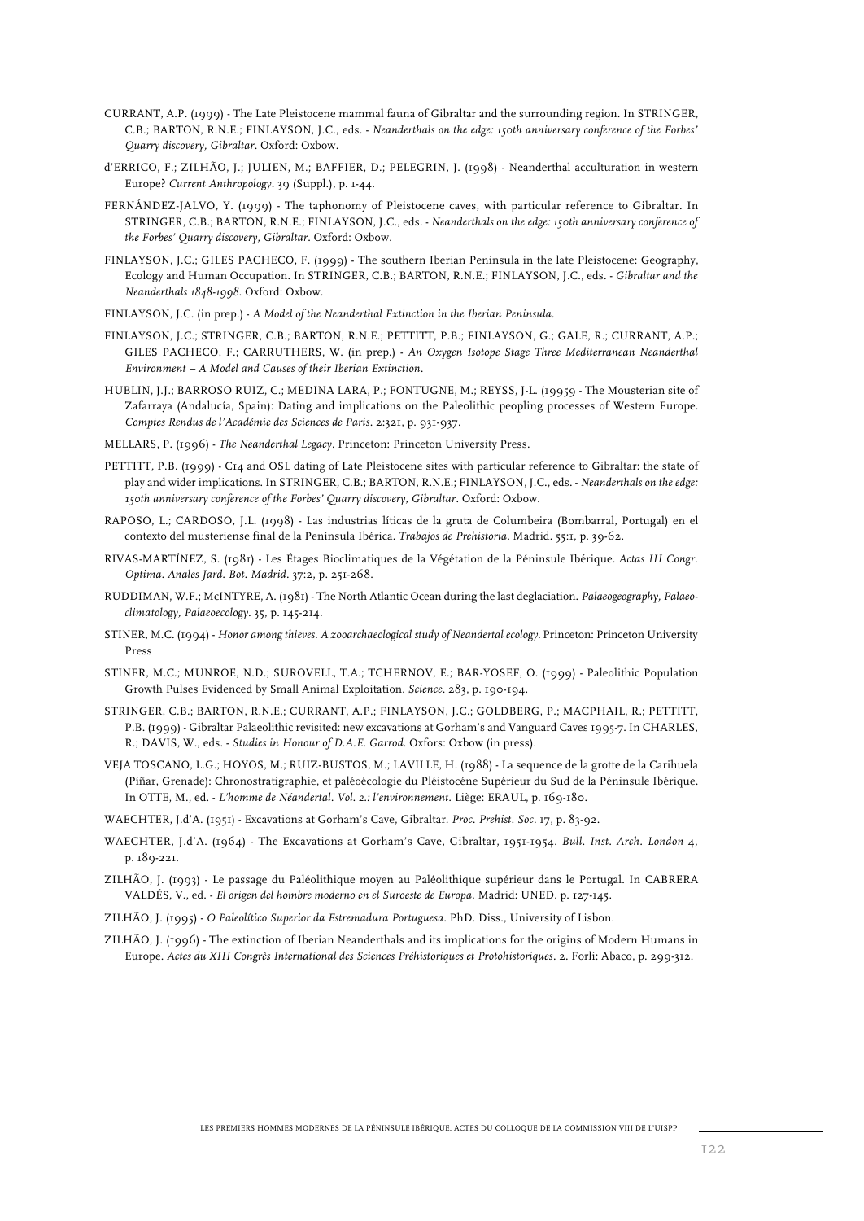CURRANT, A.P. (1999) - The Late Pleistocene mammal fauna of Gibraltar and the surrounding region. In STRINGER, C.B.; BARTON, R.N.E.; FINLAYSON, J.C., eds. - *Neanderthals on the edge: 150th anniversary conference of the Forbes' Quarry discovery, Gibraltar*. Oxford: Oxbow.

d'ERRICO, F.; ZILHÃO, J.; JULIEN, M.; BAFFIER, D.; PELEGRIN, J. (1998) - Neanderthal acculturation in western Europe? *Current Anthropology*. 39 (Suppl.), p. 1-44.

FERNÁNDEZ-JALVO, Y. (1999) - The taphonomy of Pleistocene caves, with particular reference to Gibraltar. In STRINGER, C.B.; BARTON, R.N.E.; FINLAYSON, J.C., eds. - *Neanderthals on the edge: 150th anniversary conference of the Forbes' Quarry discovery, Gibraltar*. Oxford: Oxbow.

FINLAYSON, J.C.; GILES PACHECO, F. (1999) - The southern Iberian Peninsula in the late Pleistocene: Geography, Ecology and Human Occupation. In STRINGER, C.B.; BARTON, R.N.E.; FINLAYSON, J.C., eds. - *Gibraltar and the Neanderthals 1848-1998*. Oxford: Oxbow.

FINLAYSON, J.C. (in prep.) - *A Model of the Neanderthal Extinction in the Iberian Peninsula*.

FINLAYSON, J.C.; STRINGER, C.B.; BARTON, R.N.E.; PETTITT, P.B.; FINLAYSON, G.; GALE, R.; CURRANT, A.P.; GILES PACHECO, F.; CARRUTHERS, W. (in prep.) - *An Oxygen Isotope Stage Three Mediterranean Neanderthal Environment – A Model and Causes of their Iberian Extinction*.

HUBLIN, J.J.; BARROSO RUIZ, C.; MEDINA LARA, P.; FONTUGNE, M.; REYSS, J-L. (19959 - The Mousterian site of Zafarraya (Andalucía, Spain): Dating and implications on the Paleolithic peopling processes of Western Europe. *Comptes Rendus de l'Académie des Sciences de Paris*. 2:321, p. 931-937.

MELLARS, P. (1996) - *The Neanderthal Legacy*. Princeton: Princeton University Press.

PETTITT, P.B. (1999) - C14 and OSL dating of Late Pleistocene sites with particular reference to Gibraltar: the state of play and wider implications. In STRINGER, C.B.; BARTON, R.N.E.; FINLAYSON, J.C., eds. - *Neanderthals on the edge: 150th anniversary conference of the Forbes' Quarry discovery, Gibraltar*. Oxford: Oxbow.

RAPOSO, L.; CARDOSO, J.L. (1998) - Las industrias líticas de la gruta de Columbeira (Bombarral, Portugal) en el contexto del musteriense final de la Península Ibérica. *Trabajos de Prehistoria*. Madrid. 55:1, p. 39-62.

RIVAS-MARTÍNEZ, S. (1981) - Les Étages Bioclimatiques de la Végétation de la Péninsule Ibérique. *Actas III Congr. Optima. Anales Jard. Bot. Madrid*. 37:2, p. 251-268.

RUDDIMAN, W.F.; McINTYRE, A. (1981) - The North Atlantic Ocean during the last deglaciation. *Palaeogeography, Palaeoclimatology, Palaeoecology*. 35, p. 145-214.

STINER, M.C. (1994) - *Honor among thieves. A zooarchaeological study of Neandertal ecology*. Princeton: Princeton University Press

STINER, M.C.; MUNROE, N.D.; SUROVELL, T.A.; TCHERNOV, E.; BAR-YOSEF, O. (1999) - Paleolithic Population Growth Pulses Evidenced by Small Animal Exploitation. *Science*. 283, p. 190-194.

STRINGER, C.B.; BARTON, R.N.E.; CURRANT, A.P.; FINLAYSON, J.C.; GOLDBERG, P.; MACPHAIL, R.; PETTITT, P.B. (1999) - Gibraltar Palaeolithic revisited: new excavations at Gorham's and Vanguard Caves 1995-7. In CHARLES, R.; DAVIS, W., eds. - *Studies in Honour of D.A.E. Garrod*. Oxfors: Oxbow (in press).

VEJA TOSCANO, L.G.; HOYOS, M.; RUIZ-BUSTOS, M.; LAVILLE, H. (1988) - La sequence de la grotte de la Carihuela (Píñar, Grenade): Chronostratigraphie, et paléoécologie du Pléistocéne Supérieur du Sud de la Péninsule Ibérique. In OTTE, M., ed. - *L'homme de Néandertal. Vol. 2.: l'environnement*. Liège: ERAUL, p. 169-180.

WAECHTER, J.d'A. (1951) - Excavations at Gorham's Cave, Gibraltar. *Proc. Prehist. Soc*. 17, p. 83-92.

WAECHTER, J.d'A. (1964) - The Excavations at Gorham's Cave, Gibraltar, 1951-1954. *Bull. Inst. Arch. London* 4, p. 189-221.

ZILHÃO, J. (1993) - Le passage du Paléolithique moyen au Paléolithique supérieur dans le Portugal. In CABRERA VALDÉS, V., ed. - *El origen del hombre moderno en el Suroeste de Europa*. Madrid: UNED. p. 127-145.

ZILHÃO, J. (1995) - *O Paleolítico Superior da Estremadura Portuguesa*. PhD. Diss., University of Lisbon.

ZILHÃO, J. (1996) - The extinction of Iberian Neanderthals and its implications for the origins of Modern Humans in Europe. *Actes du XIII Congrès International des Sciences Préhistoriques et Protohistoriques*. 2. Forli: Abaco, p. 299-312.